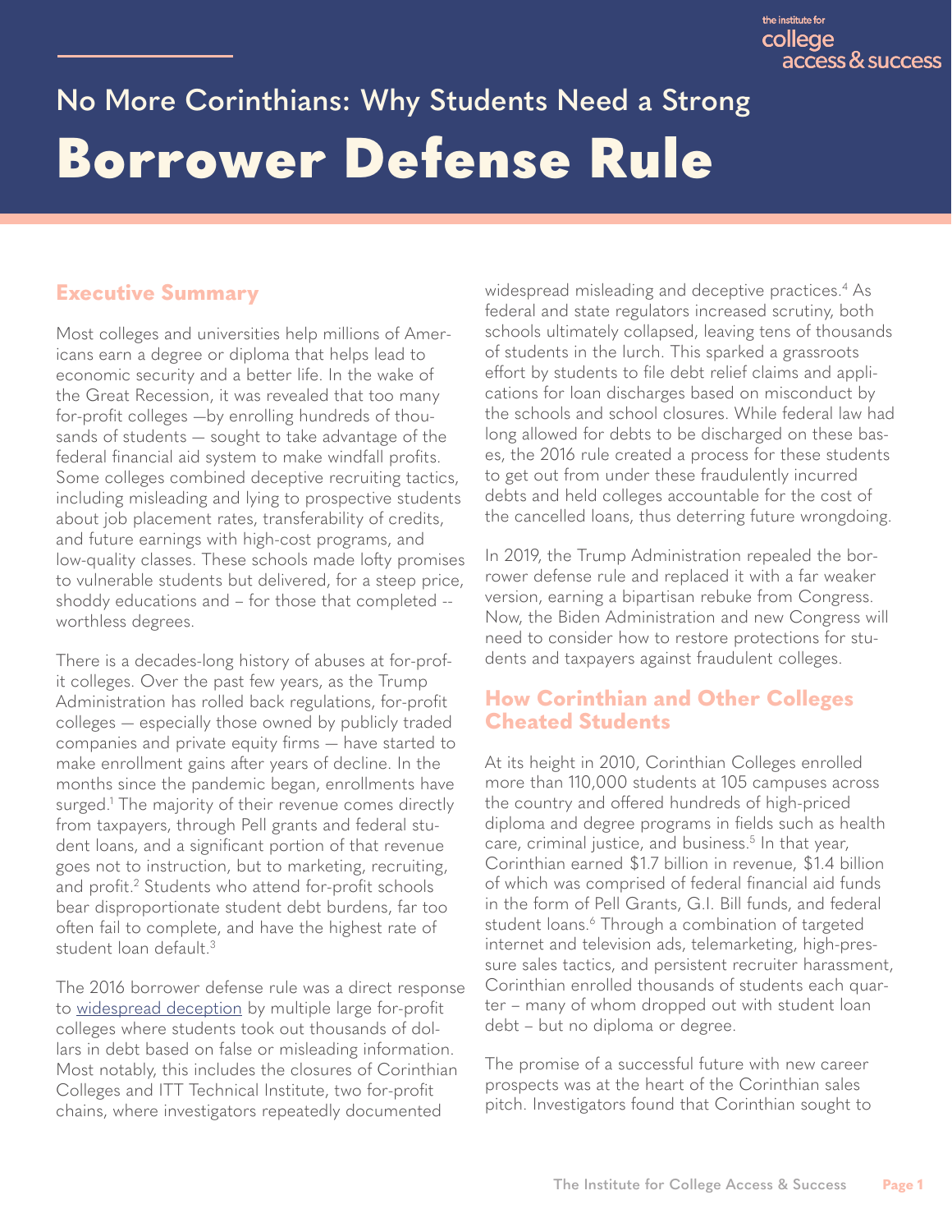# No More Corinthians: Why Students Need a Strong Borrower Defense Rule

## Executive Summary

Most colleges and universities help millions of Americans earn a degree or diploma that helps lead to economic security and a better life. In the wake of the Great Recession, it was revealed that too many for-profit colleges —by enrolling hundreds of thousands of students — sought to take advantage of the federal financial aid system to make windfall profits. Some colleges combined deceptive recruiting tactics, including misleading and lying to prospective students about job placement rates, transferability of credits, and future earnings with high-cost programs, and low-quality classes. These schools made lofty promises to vulnerable students but delivered, for a steep price, shoddy educations and – for those that completed -- worthless degrees.

There is a decades-long history of abuses at for-profit colleges. Over the past few years, as the Trump Administration has rolled back regulations, for-profit colleges — especially those owned by publicly traded companies and private equity firms — have started to make enrollment gains after years of decline. In the months since the pandemic began, enrollments have surged.[1] The majority of their revenue comes directly from taxpayers, through Pell grants and federal student loans, and a significant portion of that revenue goes not to instruction, but to marketing, recruiting, and profit.[2] Students who attend for-profit schools bear disproportionate student debt burdens, far too often fail to complete, and have the highest rate of student loan default.[3]

The 2016 borrower defense rule was a direct response to widespread deception by multiple large for-profit colleges where students took out thousands of dollars in debt based on false or misleading information. Most notably, this includes the closures of Corinthian Colleges and ITT Technical Institute, two for-profit chains, where investigators repeatedly documented widespread misleading and deceptive practices.[4] As federal and state regulators increased scrutiny, both schools ultimately collapsed, leaving tens of thousands of students in the lurch. This sparked a grassroots effort by students to file debt relief claims and applications for loan discharges based on misconduct by the schools and school closures. While federal law had long allowed for debts to be discharged on these bases, the 2016 rule created a process for these students to get out from under these fraudulently incurred debts and held colleges accountable for the cost of the cancelled loans, thus deterring future wrongdoing.

In 2019, the Trump Administration repealed the borrower defense rule and replaced it with a far weaker version, earning a bipartisan rebuke from Congress. Now, the Biden Administration and new Congress will need to consider how to restore protections for students and taxpayers against fraudulent colleges.

## How Corinthian and Other Colleges Cheated Students

At its height in 2010, Corinthian Colleges enrolled more than 110,000 students at 105 campuses across the country and offered hundreds of high-priced diploma and degree programs in fields such as health care, criminal justice, and business.[5] In that year, Corinthian earned $1.7 billion in revenue, $1.4 billion of which was comprised of federal financial aid funds in the form of Pell Grants, G.I. Bill funds, and federal student loans.[6] Through a combination of targeted internet and television ads, telemarketing, high-pressure sales tactics, and persistent recruiter harassment, Corinthian enrolled thousands of students each quarter – many of whom dropped out with student loan debt – but no diploma or degree.

The promise of a successful future with new career prospects was at the heart of the Corinthian sales pitch. Investigators found that Corinthian sought to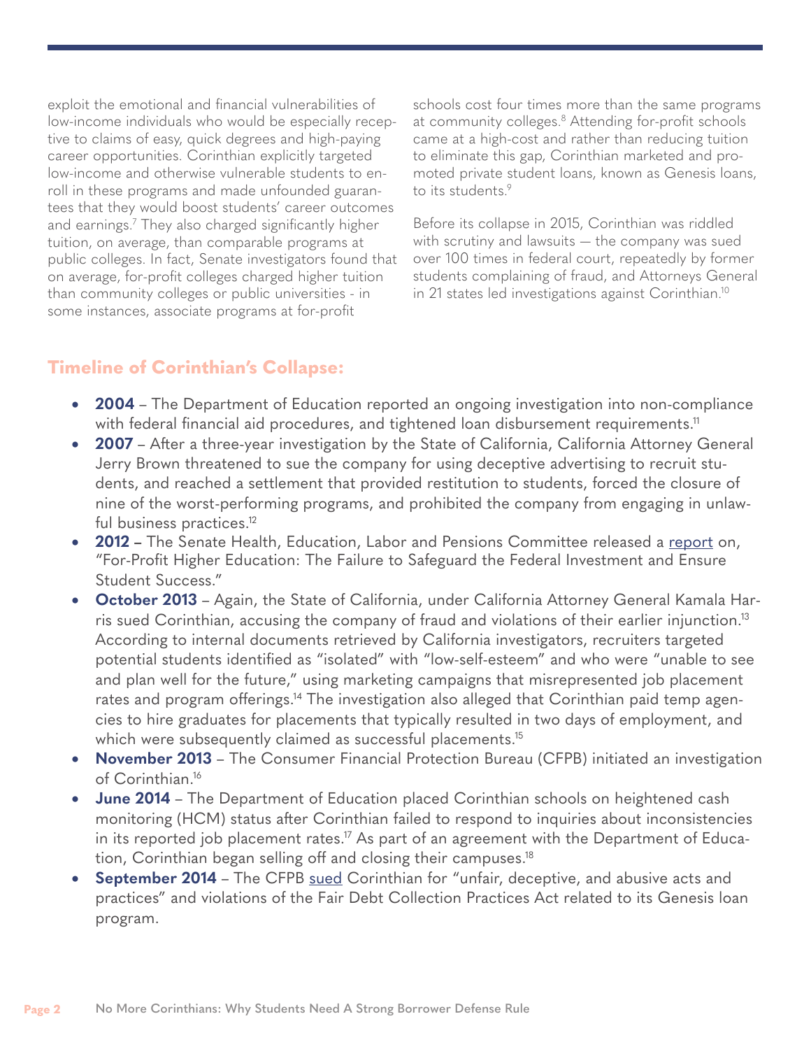exploit the emotional and financial vulnerabilities of low-income individuals who would be especially receptive to claims of easy, quick degrees and high-paying career opportunities. Corinthian explicitly targeted low-income and otherwise vulnerable students to enroll in these programs and made unfounded guarantees that they would boost students' career outcomes and earnings.[7] They also charged significantly higher tuition, on average, than comparable programs at public colleges. In fact, Senate investigators found that on average, for-profit colleges charged higher tuition than community colleges or public universities - in some instances, associate programs at for-profit schools cost four times more than the same programs at community colleges.[8] Attending for-profit schools came at a high-cost and rather than reducing tuition to eliminate this gap, Corinthian marketed and promoted private student loans, known as Genesis loans, to its students.[9]

Before its collapse in 2015, Corinthian was riddled with scrutiny and lawsuits — the company was sued over 100 times in federal court, repeatedly by former students complaining of fraud, and Attorneys General in 21 states led investigations against Corinthian.[10]

## Timeline of Corinthian's Collapse:

- **2004** – The Department of Education reported an ongoing investigation into non-compliance with federal financial aid procedures, and tightened loan disbursement requirements.[11]
- **2007** – After a three-year investigation by the State of California, California Attorney General Jerry Brown threatened to sue the company for using deceptive advertising to recruit students, and reached a settlement that provided restitution to students, forced the closure of nine of the worst-performing programs, and prohibited the company from engaging in unlawful business practices.[12]
- **2012 –** The Senate Health, Education, Labor and Pensions Committee released a report on, "For-Profit Higher Education: The Failure to Safeguard the Federal Investment and Ensure Student Success."
- **October 2013** – Again, the State of California, under California Attorney General Kamala Harris sued Corinthian, accusing the company of fraud and violations of their earlier injunction.[13] According to internal documents retrieved by California investigators, recruiters targeted potential students identified as "isolated" with "low-self-esteem" and who were "unable to see and plan well for the future," using marketing campaigns that misrepresented job placement rates and program offerings.[14] The investigation also alleged that Corinthian paid temp agencies to hire graduates for placements that typically resulted in two days of employment, and which were subsequently claimed as successful placements.[15]
- **November 2013** – The Consumer Financial Protection Bureau (CFPB) initiated an investigation of Corinthian.[16]
- **June 2014** – The Department of Education placed Corinthian schools on heightened cash monitoring (HCM) status after Corinthian failed to respond to inquiries about inconsistencies in its reported job placement rates.[17] As part of an agreement with the Department of Education, Corinthian began selling off and closing their campuses.[18]
- **September 2014** – The CFPB sued Corinthian for "unfair, deceptive, and abusive acts and practices" and violations of the Fair Debt Collection Practices Act related to its Genesis loan program.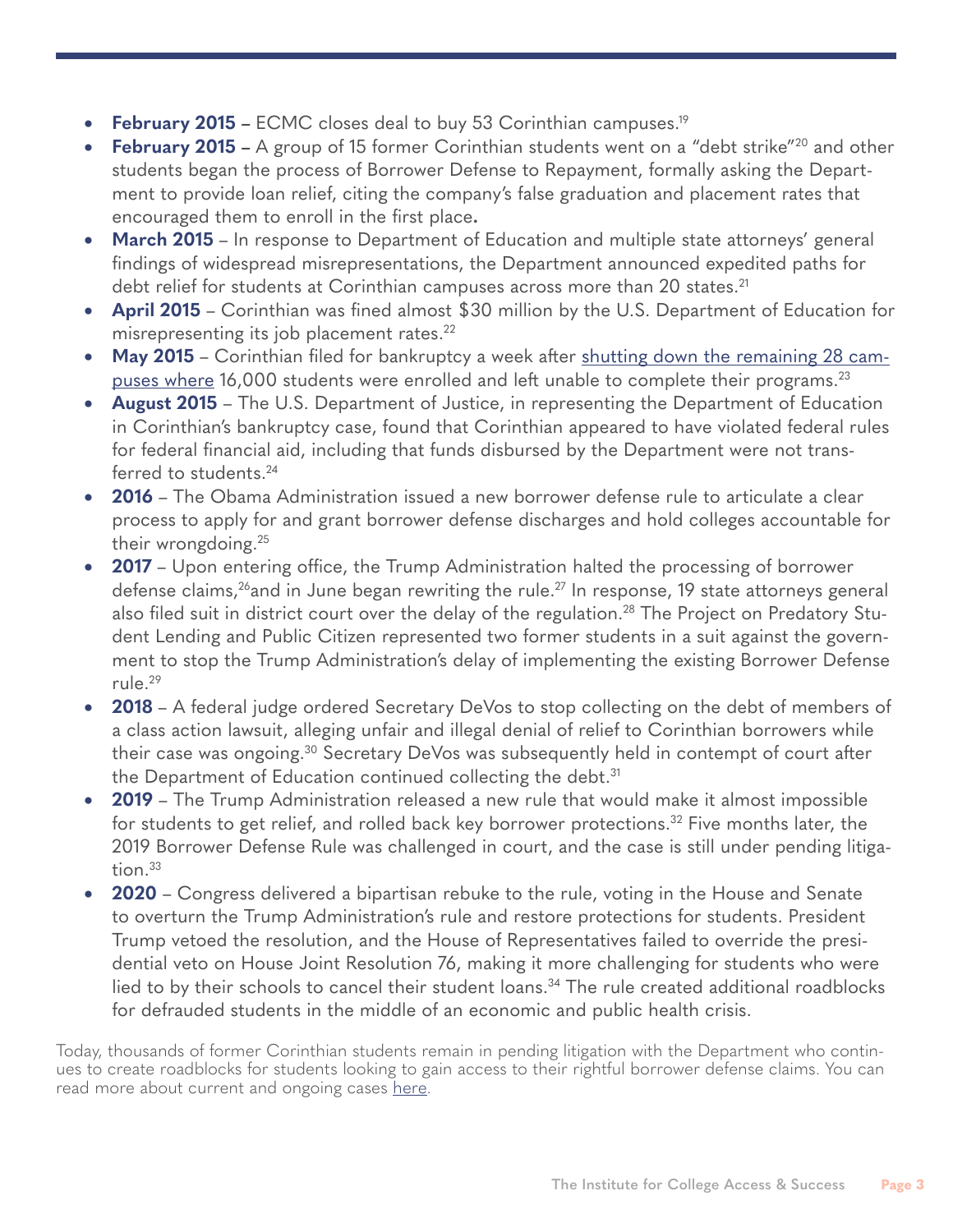- **February 2015 –** ECMC closes deal to buy 53 Corinthian campuses.[19]
- **February 2015 –** A group of 15 former Corinthian students went on a "debt strike"[20] and other students began the process of Borrower Defense to Repayment, formally asking the Department to provide loan relief, citing the company's false graduation and placement rates that encouraged them to enroll in the first place**.**
- **March 2015** – In response to Department of Education and multiple state attorneys' general findings of widespread misrepresentations, the Department announced expedited paths for debt relief for students at Corinthian campuses across more than 20 states.[21]
- **April 2015** – Corinthian was fined almost $30 million by the U.S. Department of Education for misrepresenting its job placement rates.[22]
- **May 2015** – Corinthian filed for bankruptcy a week after shutting down the remaining 28 campuses where 16,000 students were enrolled and left unable to complete their programs.[23]
- **August 2015** – The U.S. Department of Justice, in representing the Department of Education in Corinthian's bankruptcy case, found that Corinthian appeared to have violated federal rules for federal financial aid, including that funds disbursed by the Department were not transferred to students.[24]
- **2016** – The Obama Administration issued a new borrower defense rule to articulate a clear process to apply for and grant borrower defense discharges and hold colleges accountable for their wrongdoing.[25]
- **2017** – Upon entering office, the Trump Administration halted the processing of borrower defense claims,[26] and in June began rewriting the rule.[27] In response, 19 state attorneys general also filed suit in district court over the delay of the regulation.[28] The Project on Predatory Student Lending and Public Citizen represented two former students in a suit against the government to stop the Trump Administration's delay of implementing the existing Borrower Defense rule.[29]
- **2018** – A federal judge ordered Secretary DeVos to stop collecting on the debt of members of a class action lawsuit, alleging unfair and illegal denial of relief to Corinthian borrowers while their case was ongoing.[30] Secretary DeVos was subsequently held in contempt of court after the Department of Education continued collecting the debt.[31]
- **2019** – The Trump Administration released a new rule that would make it almost impossible for students to get relief, and rolled back key borrower protections.[32] Five months later, the 2019 Borrower Defense Rule was challenged in court, and the case is still under pending litigation.[33]
- **2020** – Congress delivered a bipartisan rebuke to the rule, voting in the House and Senate to overturn the Trump Administration's rule and restore protections for students. President Trump vetoed the resolution, and the House of Representatives failed to override the presidential veto on House Joint Resolution 76, making it more challenging for students who were lied to by their schools to cancel their student loans.[34] The rule created additional roadblocks for defrauded students in the middle of an economic and public health crisis.

Today, thousands of former Corinthian students remain in pending litigation with the Department who continues to create roadblocks for students looking to gain access to their rightful borrower defense claims. You can read more about current and ongoing cases here.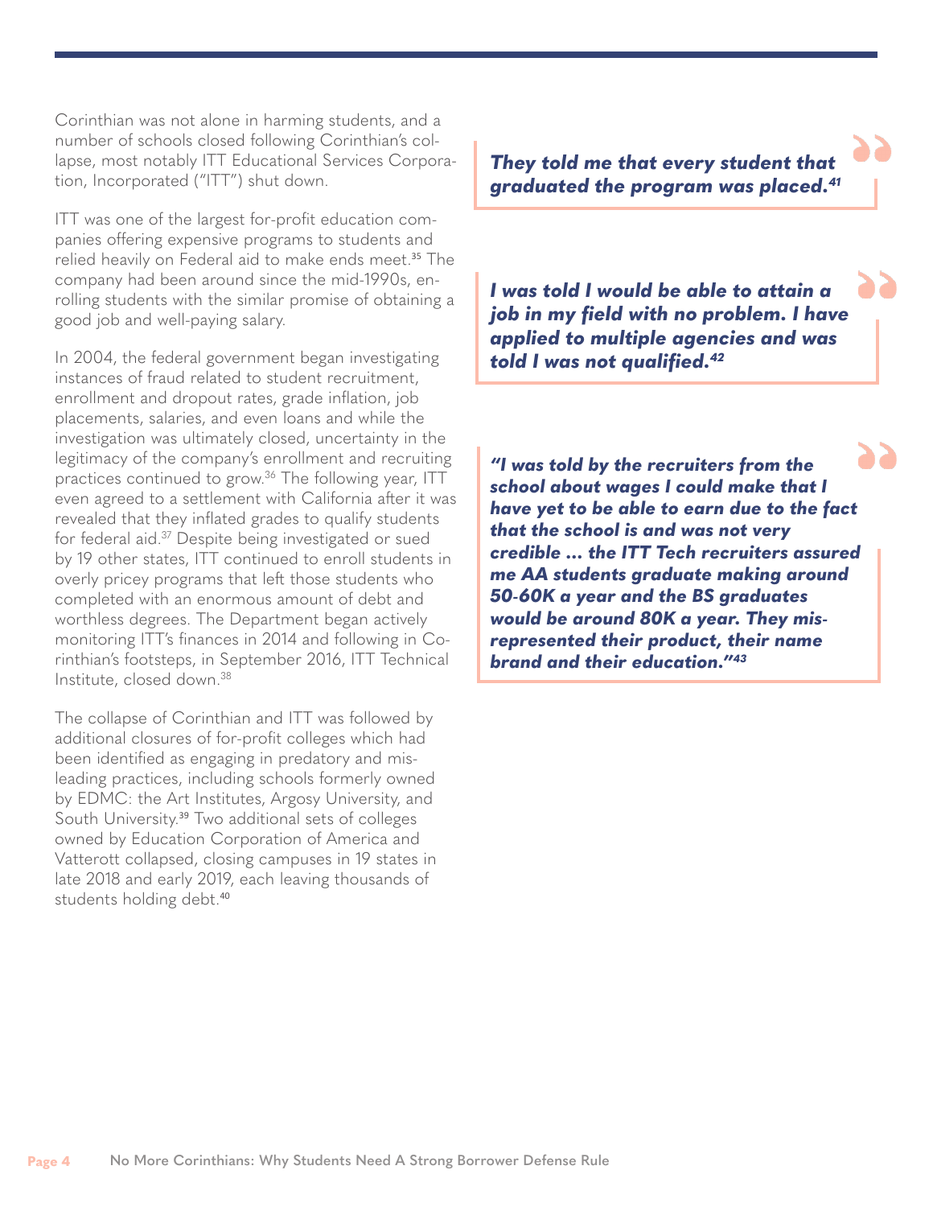Corinthian was not alone in harming students, and a number of schools closed following Corinthian's collapse, most notably ITT Educational Services Corporation, Incorporated ("ITT") shut down.

ITT was one of the largest for-profit education companies offering expensive programs to students and relied heavily on Federal aid to make ends meet.[35] The company had been around since the mid-1990s, enrolling students with the similar promise of obtaining a good job and well-paying salary.

In 2004, the federal government began investigating instances of fraud related to student recruitment, enrollment and dropout rates, grade inflation, job placements, salaries, and even loans and while the investigation was ultimately closed, uncertainty in the legitimacy of the company's enrollment and recruiting practices continued to grow.[36] The following year, ITT even agreed to a settlement with California after it was revealed that they inflated grades to qualify students for federal aid.[37] Despite being investigated or sued by 19 other states, ITT continued to enroll students in overly pricey programs that left those students who completed with an enormous amount of debt and worthless degrees. The Department began actively monitoring ITT's finances in 2014 and following in Corinthian's footsteps, in September 2016, ITT Technical Institute, closed down.[38]

The collapse of Corinthian and ITT was followed by additional closures of for-profit colleges which had been identified as engaging in predatory and misleading practices, including schools formerly owned by EDMC: the Art Institutes, Argosy University, and South University.[39] Two additional sets of colleges owned by Education Corporation of America and Vatterott collapsed, closing campuses in 19 states in late 2018 and early 2019, each leaving thousands of students holding debt.[40]

> ***They told me that every student that graduated the program was placed.[41]***

> ***I was told I would be able to attain a job in my field with no problem. I have applied to multiple agencies and was told I was not qualified.[42]***

> ***"I was told by the recruiters from the school about wages I could make that I have yet to be able to earn due to the fact that the school is and was not very credible ... the ITT Tech recruiters assured me AA students graduate making around 50-60K a year and the BS graduates would be around 80K a year. They misrepresented their product, their name brand and their education."[43]***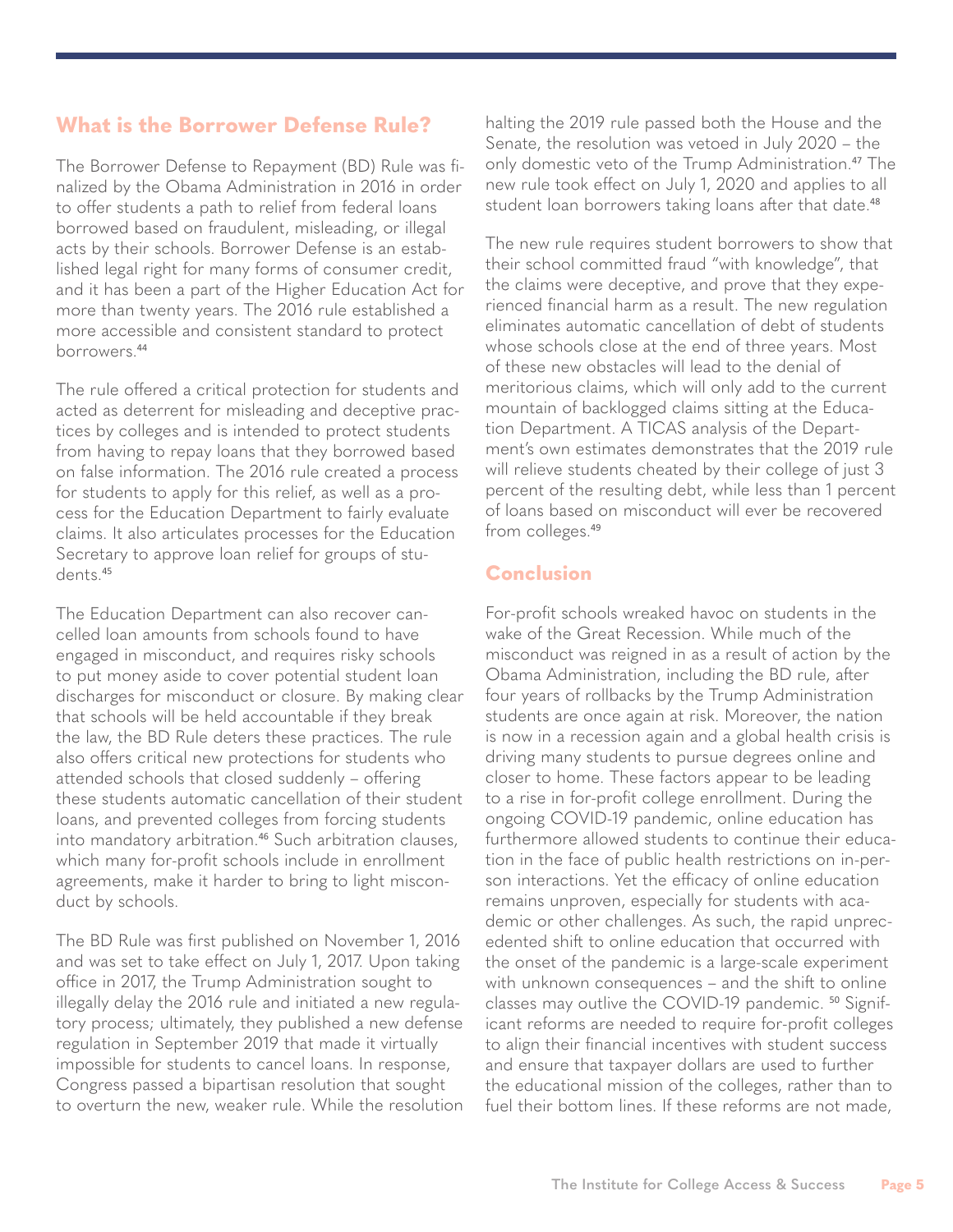## What is the Borrower Defense Rule?

The Borrower Defense to Repayment (BD) Rule was finalized by the Obama Administration in 2016 in order to offer students a path to relief from federal loans borrowed based on fraudulent, misleading, or illegal acts by their schools. Borrower Defense is an established legal right for many forms of consumer credit, and it has been a part of the Higher Education Act for more than twenty years. The 2016 rule established a more accessible and consistent standard to protect borrowers.[44]

The rule offered a critical protection for students and acted as deterrent for misleading and deceptive practices by colleges and is intended to protect students from having to repay loans that they borrowed based on false information. The 2016 rule created a process for students to apply for this relief, as well as a process for the Education Department to fairly evaluate claims. It also articulates processes for the Education Secretary to approve loan relief for groups of students.[45]

The Education Department can also recover cancelled loan amounts from schools found to have engaged in misconduct, and requires risky schools to put money aside to cover potential student loan discharges for misconduct or closure. By making clear that schools will be held accountable if they break the law, the BD Rule deters these practices. The rule also offers critical new protections for students who attended schools that closed suddenly – offering these students automatic cancellation of their student loans, and prevented colleges from forcing students into mandatory arbitration.[46] Such arbitration clauses, which many for-profit schools include in enrollment agreements, make it harder to bring to light misconduct by schools.

The BD Rule was first published on November 1, 2016 and was set to take effect on July 1, 2017. Upon taking office in 2017, the Trump Administration sought to illegally delay the 2016 rule and initiated a new regulatory process; ultimately, they published a new defense regulation in September 2019 that made it virtually impossible for students to cancel loans. In response, Congress passed a bipartisan resolution that sought to overturn the new, weaker rule. While the resolution halting the 2019 rule passed both the House and the Senate, the resolution was vetoed in July 2020 – the only domestic veto of the Trump Administration.[47] The new rule took effect on July 1, 2020 and applies to all student loan borrowers taking loans after that date.[48]

The new rule requires student borrowers to show that their school committed fraud "with knowledge", that the claims were deceptive, and prove that they experienced financial harm as a result. The new regulation eliminates automatic cancellation of debt of students whose schools close at the end of three years. Most of these new obstacles will lead to the denial of meritorious claims, which will only add to the current mountain of backlogged claims sitting at the Education Department. A TICAS analysis of the Department's own estimates demonstrates that the 2019 rule will relieve students cheated by their college of just 3 percent of the resulting debt, while less than 1 percent of loans based on misconduct will ever be recovered from colleges.[49]

## Conclusion

For-profit schools wreaked havoc on students in the wake of the Great Recession. While much of the misconduct was reigned in as a result of action by the Obama Administration, including the BD rule, after four years of rollbacks by the Trump Administration students are once again at risk. Moreover, the nation is now in a recession again and a global health crisis is driving many students to pursue degrees online and closer to home. These factors appear to be leading to a rise in for-profit college enrollment. During the ongoing COVID-19 pandemic, online education has furthermore allowed students to continue their education in the face of public health restrictions on in-person interactions. Yet the efficacy of online education remains unproven, especially for students with academic or other challenges. As such, the rapid unprecedented shift to online education that occurred with the onset of the pandemic is a large-scale experiment with unknown consequences – and the shift to online classes may outlive the COVID-19 pandemic. [50] Significant reforms are needed to require for-profit colleges to align their financial incentives with student success and ensure that taxpayer dollars are used to further the educational mission of the colleges, rather than to fuel their bottom lines. If these reforms are not made,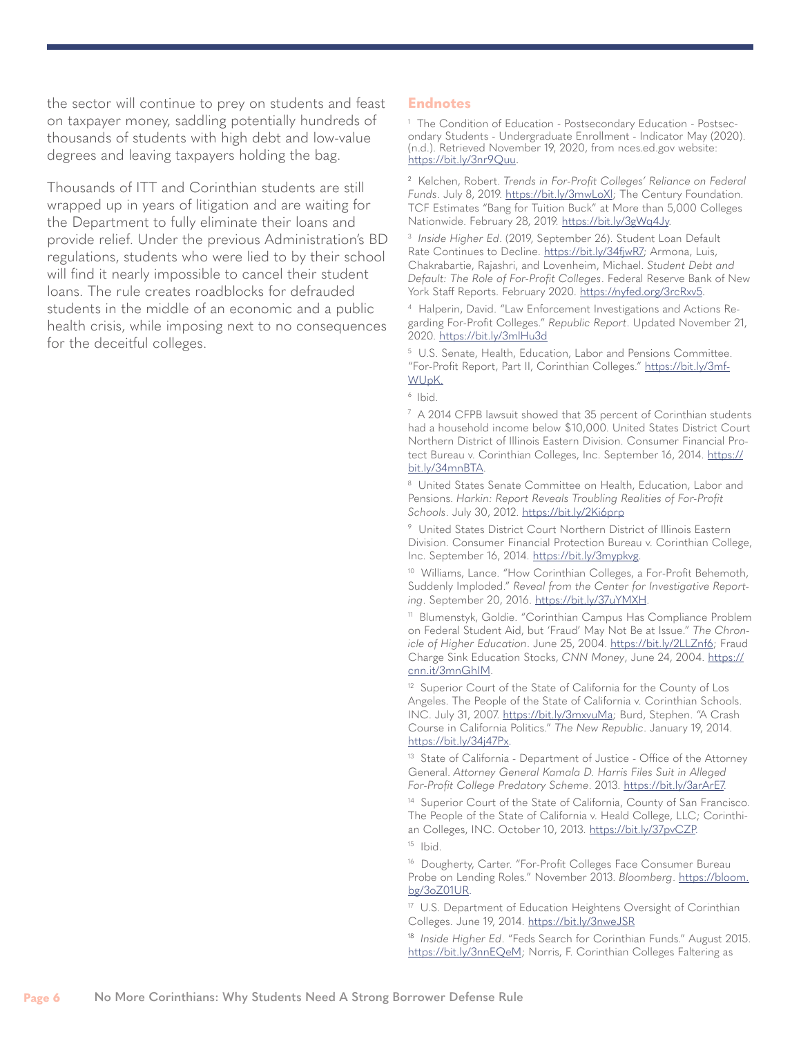the sector will continue to prey on students and feast on taxpayer money, saddling potentially hundreds of thousands of students with high debt and low-value degrees and leaving taxpayers holding the bag.

Thousands of ITT and Corinthian students are still wrapped up in years of litigation and are waiting for the Department to fully eliminate their loans and provide relief. Under the previous Administration's BD regulations, students who were lied to by their school will find it nearly impossible to cancel their student loans. The rule creates roadblocks for defrauded students in the middle of an economic and a public health crisis, while imposing next to no consequences for the deceitful colleges.

## Endnotes

[1] The Condition of Education - Postsecondary Education - Postsecondary Students - Undergraduate Enrollment - Indicator May (2020). (n.d.). Retrieved November 19, 2020, from nces.ed.gov website: https://bit.ly/3nr9Quu.

[2] Kelchen, Robert. *Trends in For-Profit Colleges' Reliance on Federal Funds*. July 8, 2019. https://bit.ly/3mwLoXl; The Century Foundation. TCF Estimates "Bang for Tuition Buck" at More than 5,000 Colleges Nationwide. February 28, 2019. https://bit.ly/3gWq4Jy.

[3] *Inside Higher Ed*. (2019, September 26). Student Loan Default Rate Continues to Decline. https://bit.ly/34fjwR7; Armona, Luis, Chakrabartie, Rajashri, and Lovenheim, Michael. *Student Debt and Default: The Role of For-Profit Colleges*. Federal Reserve Bank of New York Staff Reports. February 2020. https://nyfed.org/3rcRxv5.

[4] Halperin, David. "Law Enforcement Investigations and Actions Regarding For-Profit Colleges." *Republic Report*. Updated November 21, 2020. https://bit.ly/3mlHu3d

[5] U.S. Senate, Health, Education, Labor and Pensions Committee. "For-Profit Report, Part II, Corinthian Colleges." https://bit.ly/3mfWUpK.

[6] Ibid.

[7] A 2014 CFPB lawsuit showed that 35 percent of Corinthian students had a household income below $10,000. United States District Court Northern District of Illinois Eastern Division. Consumer Financial Protect Bureau v. Corinthian Colleges, Inc. September 16, 2014. https://bit.ly/34mnBTA.

[8] United States Senate Committee on Health, Education, Labor and Pensions. *Harkin: Report Reveals Troubling Realities of For-Profit Schools*. July 30, 2012. https://bit.ly/2Ki6prp

[9] United States District Court Northern District of Illinois Eastern Division. Consumer Financial Protection Bureau v. Corinthian College, Inc. September 16, 2014. https://bit.ly/3mypkvg.

[10] Williams, Lance. "How Corinthian Colleges, a For-Profit Behemoth, Suddenly Imploded." *Reveal from the Center for Investigative Reporting*. September 20, 2016. https://bit.ly/37uYMXH.

[11] Blumenstyk, Goldie. "Corinthian Campus Has Compliance Problem on Federal Student Aid, but 'Fraud' May Not Be at Issue." *The Chronicle of Higher Education*. June 25, 2004. https://bit.ly/2LLZnf6; Fraud Charge Sink Education Stocks, *CNN Money*, June 24, 2004. https://cnn.it/3mnGhIM.

[12] Superior Court of the State of California for the County of Los Angeles. The People of the State of California v. Corinthian Schools. INC. July 31, 2007. https://bit.ly/3mxvuMa; Burd, Stephen. "A Crash Course in California Politics." *The New Republic*. January 19, 2014. https://bit.ly/34j47Px.

[13] State of California - Department of Justice - Office of the Attorney General. *Attorney General Kamala D. Harris Files Suit in Alleged For-Profit College Predatory Scheme*. 2013. https://bit.ly/3arArE7.

[14] Superior Court of the State of California, County of San Francisco. The People of the State of California v. Heald College, LLC; Corinthian Colleges, INC. October 10, 2013. https://bit.ly/37pvCZP.

[15] Ibid.

[16] Dougherty, Carter. "For-Profit Colleges Face Consumer Bureau Probe on Lending Roles." November 2013. *Bloomberg*. https://bloom.bg/3oZ01UR.

[17] U.S. Department of Education Heightens Oversight of Corinthian Colleges. June 19, 2014. https://bit.ly/3nweJSR

[18] *Inside Higher Ed*. "Feds Search for Corinthian Funds." August 2015. https://bit.ly/3nnEQeM; Norris, F. Corinthian Colleges Faltering as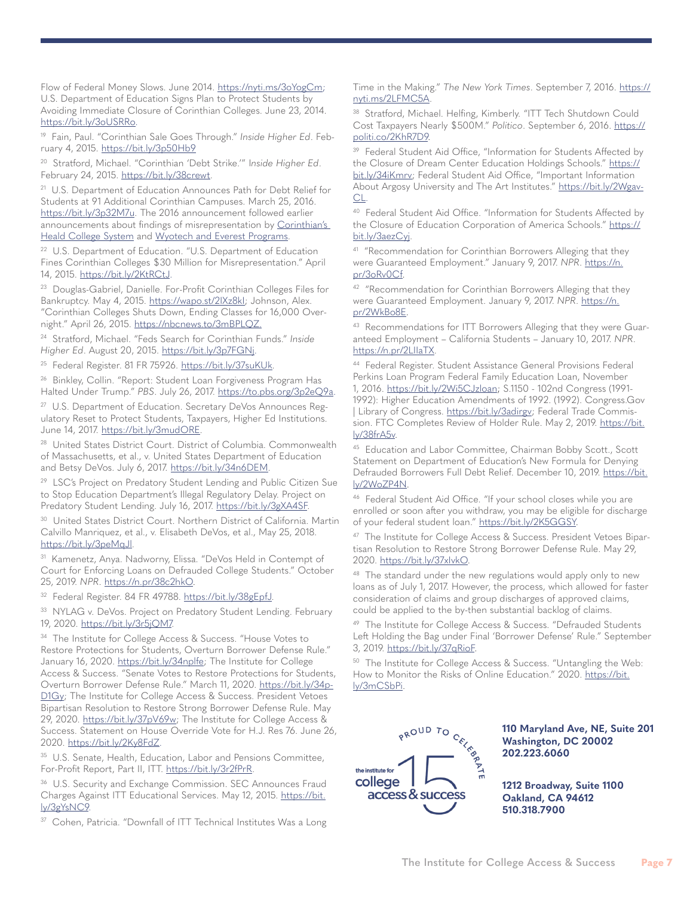Flow of Federal Money Slows. June 2014. https://nyti.ms/3oYogCm; U.S. Department of Education Signs Plan to Protect Students by Avoiding Immediate Closure of Corinthian Colleges. June 23, 2014. https://bit.ly/3oUSRRo.

[19] Fain, Paul. "Corinthian Sale Goes Through." *Inside Higher Ed*. February 4, 2015. https://bit.ly/3p50Hb9

[20] Stratford, Michael. "Corinthian 'Debt Strike.'" *Inside Higher Ed*. February 24, 2015. https://bit.ly/38crewt.

[21] U.S. Department of Education Announces Path for Debt Relief for Students at 91 Additional Corinthian Campuses. March 25, 2016. https://bit.ly/3p32M7u. The 2016 announcement followed earlier announcements about findings of misrepresentation by Corinthian's Heald College System and Wyotech and Everest Programs.

[22] U.S. Department of Education. "U.S. Department of Education Fines Corinthian Colleges $30 Million for Misrepresentation." April 14, 2015. https://bit.ly/2KtRCtJ.

[23] Douglas-Gabriel, Danielle. For-Profit Corinthian Colleges Files for Bankruptcy. May 4, 2015. https://wapo.st/2lXz8kl; Johnson, Alex. "Corinthian Colleges Shuts Down, Ending Classes for 16,000 Overnight." April 26, 2015. https://nbcnews.to/3mBPLQZ.

[24] Stratford, Michael. "Feds Search for Corinthian Funds." *Inside Higher Ed*. August 20, 2015. https://bit.ly/3p7FGNj.

[25] Federal Register. 81 FR 75926. https://bit.ly/37suKUk.

[26] Binkley, Collin. "Report: Student Loan Forgiveness Program Has Halted Under Trump." *PBS*. July 26, 2017. https://to.pbs.org/3p2eQ9a.

[27] U.S. Department of Education. Secretary DeVos Announces Regulatory Reset to Protect Students, Taxpayers, Higher Ed Institutions. June 14, 2017. https://bit.ly/3mudORE.

[28] United States District Court. District of Columbia. Commonwealth of Massachusetts, et al., v. United States Department of Education and Betsy DeVos. July 6, 2017. https://bit.ly/34n6DEM.

[29] LSC's Project on Predatory Student Lending and Public Citizen Sue to Stop Education Department's Illegal Regulatory Delay. Project on Predatory Student Lending. July 16, 2017. https://bit.ly/3gXA4SF.

[30] United States District Court. Northern District of California. Martin Calvillo Manriquez, et al., v. Elisabeth DeVos, et al., May 25, 2018. https://bit.ly/3peMqJl.

[31] Kamenetz, Anya. Nadworny, Elissa. "DeVos Held in Contempt of Court for Enforcing Loans on Defrauded College Students." October 25, 2019. *NPR*. https://n.pr/38c2hkO.

[32] Federal Register. 84 FR 49788. https://bit.ly/38gEpfJ.

[33] NYLAG v. DeVos. Project on Predatory Student Lending. February 19, 2020. https://bit.ly/3r5jQM7.

[34] The Institute for College Access & Success. "House Votes to Restore Protections for Students, Overturn Borrower Defense Rule." January 16, 2020. https://bit.ly/34nplfe; The Institute for College Access & Success. "Senate Votes to Restore Protections for Students, Overturn Borrower Defense Rule." March 11, 2020. https://bit.ly/34pD1Gy; The Institute for College Access & Success. President Vetoes Bipartisan Resolution to Restore Strong Borrower Defense Rule. May 29, 2020. https://bit.ly/37pV69w; The Institute for College Access & Success. Statement on House Override Vote for H.J. Res 76. June 26, 2020. https://bit.ly/2Ky8FdZ.

[35] U.S. Senate, Health, Education, Labor and Pensions Committee, For-Profit Report, Part II, ITT. https://bit.ly/3r2fPrR.

[36] U.S. Security and Exchange Commission. SEC Announces Fraud Charges Against ITT Educational Services. May 12, 2015. https://bit.ly/3gYsNC9.

[37] Cohen, Patricia. "Downfall of ITT Technical Institutes Was a Long Time in the Making." *The New York Times*. September 7, 2016. https://nyti.ms/2LFMC5A.

[38] Stratford, Michael. Helfing, Kimberly. "ITT Tech Shutdown Could Cost Taxpayers Nearly $500M." *Politico*. September 6, 2016. https://politi.co/2KhR7D9.

[39] Federal Student Aid Office, "Information for Students Affected by the Closure of Dream Center Education Holdings Schools." https://bit.ly/34iKmrv; Federal Student Aid Office, "Important Information About Argosy University and The Art Institutes." https://bit.ly/2WgavCL.

[40] Federal Student Aid Office. "Information for Students Affected by the Closure of Education Corporation of America Schools." https://bit.ly/3aezCyj.

[41] "Recommendation for Corinthian Borrowers Alleging that they were Guaranteed Employment." January 9, 2017. *NPR*. https://n.pr/3oRv0Cf.

[42] "Recommendation for Corinthian Borrowers Alleging that they were Guaranteed Employment. January 9, 2017. *NPR*. https://n.pr/2WkBo8E.

[43] Recommendations for ITT Borrowers Alleging that they were Guaranteed Employment – California Students – January 10, 2017. *NPR*. https://n.pr/2LIlaTX.

[44] Federal Register. Student Assistance General Provisions Federal Perkins Loan Program Federal Family Education Loan, November 1, 2016. https://bit.ly/2Wi5CJzloan; S.1150 - 102nd Congress (1991-1992): Higher Education Amendments of 1992. (1992). Congress.Gov | Library of Congress. https://bit.ly/3adirgv; Federal Trade Commission. FTC Completes Review of Holder Rule. May 2, 2019. https://bit.ly/38frA5v.

[45] Education and Labor Committee, Chairman Bobby Scott., Scott Statement on Department of Education's New Formula for Denying Defrauded Borrowers Full Debt Relief. December 10, 2019. https://bit.ly/2WoZP4N.

[46] Federal Student Aid Office. "If your school closes while you are enrolled or soon after you withdraw, you may be eligible for discharge of your federal student loan." https://bit.ly/2K5GGSY.

[47] The Institute for College Access & Success. President Vetoes Bipartisan Resolution to Restore Strong Borrower Defense Rule. May 29, 2020. https://bit.ly/37xlvkO.

[48] The standard under the new regulations would apply only to new loans as of July 1, 2017. However, the process, which allowed for faster consideration of claims and group discharges of approved claims, could be applied to the by-then substantial backlog of claims.

[49] The Institute for College Access & Success. "Defrauded Students Left Holding the Bag under Final 'Borrower Defense' Rule." September 3, 2019. https://bit.ly/37qRioF.

[50] The Institute for College Access & Success. "Untangling the Web: How to Monitor the Risks of Online Education." 2020. https://bit.ly/3mCSbPi.

PROUD TO CELEBRATE 15

the institute for college access & success

**110 Maryland Ave, NE, Suite 201**
**Washington, DC 20002**
**202.223.6060**

**1212 Broadway, Suite 1100**
**Oakland, CA 94612**
**510.318.7900**